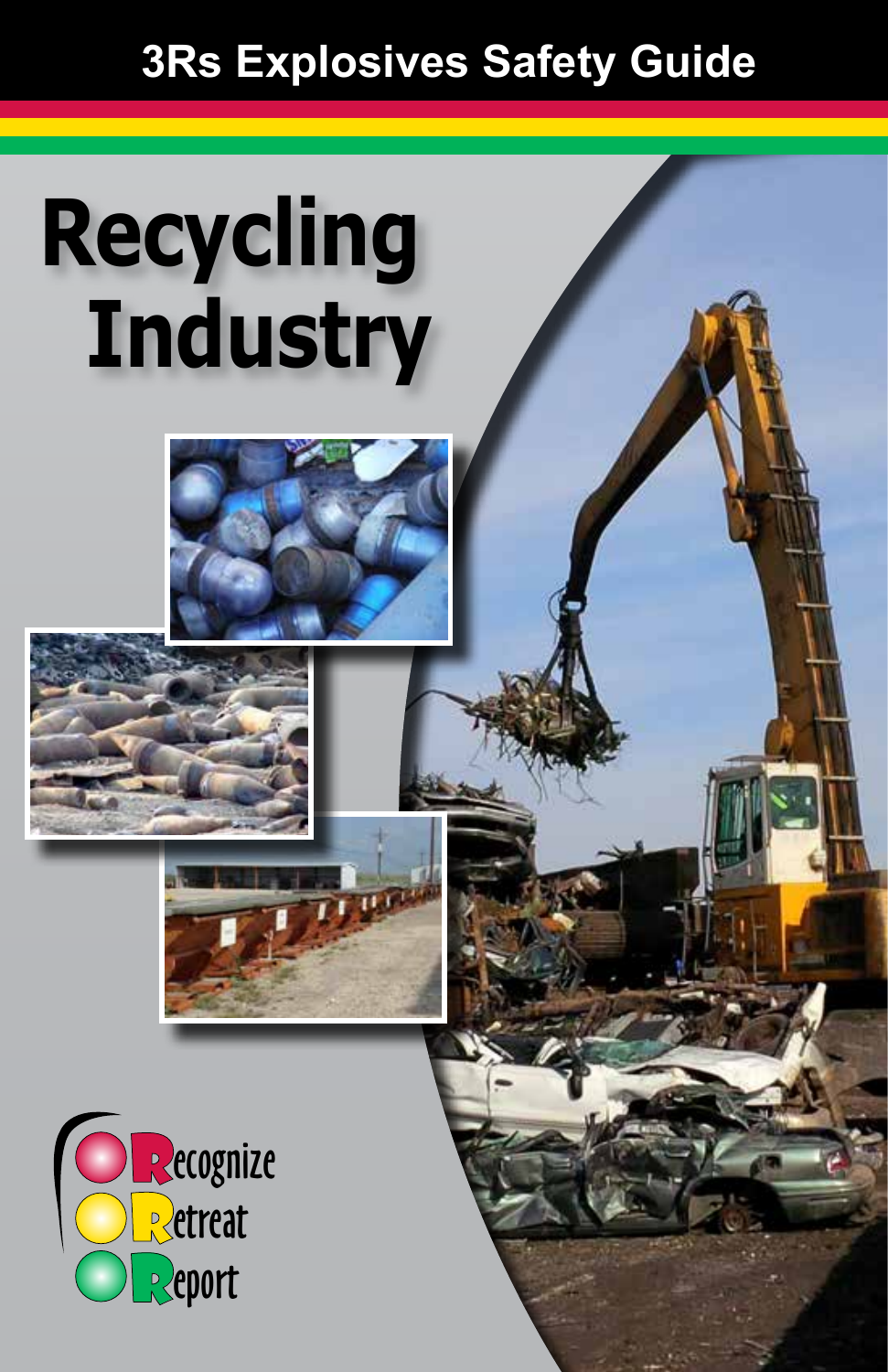# 3Rs Explosives Safety Guide

# Recycling Industry

**R**ecognize
**R**etreat
**R**eport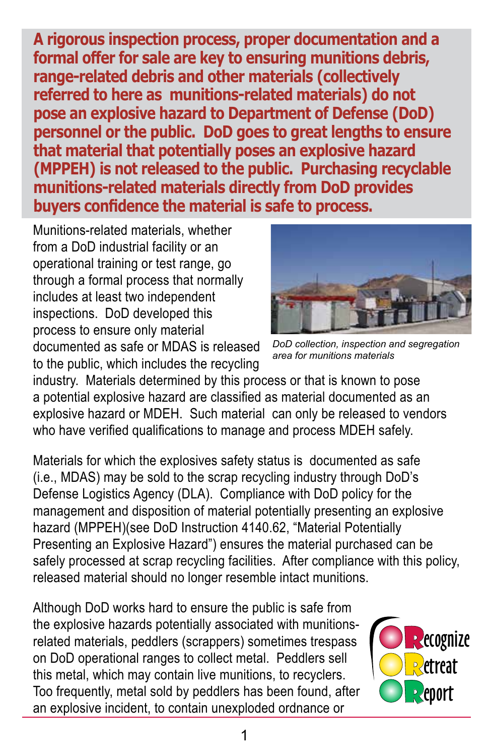**A rigorous inspection process, proper documentation and a formal offer for sale are key to ensuring munitions debris, range-related debris and other materials (collectively referred to here as munitions-related materials) do not pose an explosive hazard to Department of Defense (DoD) personnel or the public. DoD goes to great lengths to ensure that material that potentially poses an explosive hazard (MPPEH) is not released to the public. Purchasing recyclable munitions-related materials directly from DoD provides buyers confidence the material is safe to process.**

Munitions-related materials, whether from a DoD industrial facility or an operational training or test range, go through a formal process that normally includes at least two independent inspections. DoD developed this process to ensure only material documented as safe or MDAS is released to the public, which includes the recycling industry. Materials determined by this process or that is known to pose a potential explosive hazard are classified as material documented as an explosive hazard or MDEH. Such material can only be released to vendors who have verified qualifications to manage and process MDEH safely.

*DoD collection, inspection and segregation area for munitions materials*

Materials for which the explosives safety status is documented as safe (i.e., MDAS) may be sold to the scrap recycling industry through DoD's Defense Logistics Agency (DLA). Compliance with DoD policy for the management and disposition of material potentially presenting an explosive hazard (MPPEH)(see DoD Instruction 4140.62, "Material Potentially Presenting an Explosive Hazard") ensures the material purchased can be safely processed at scrap recycling facilities. After compliance with this policy, released material should no longer resemble intact munitions.

Although DoD works hard to ensure the public is safe from the explosive hazards potentially associated with munitions-related materials, peddlers (scrappers) sometimes trespass on DoD operational ranges to collect metal. Peddlers sell this metal, which may contain live munitions, to recyclers. Too frequently, metal sold by peddlers has been found, after an explosive incident, to contain unexploded ordnance or

Recognize
Retreat
Report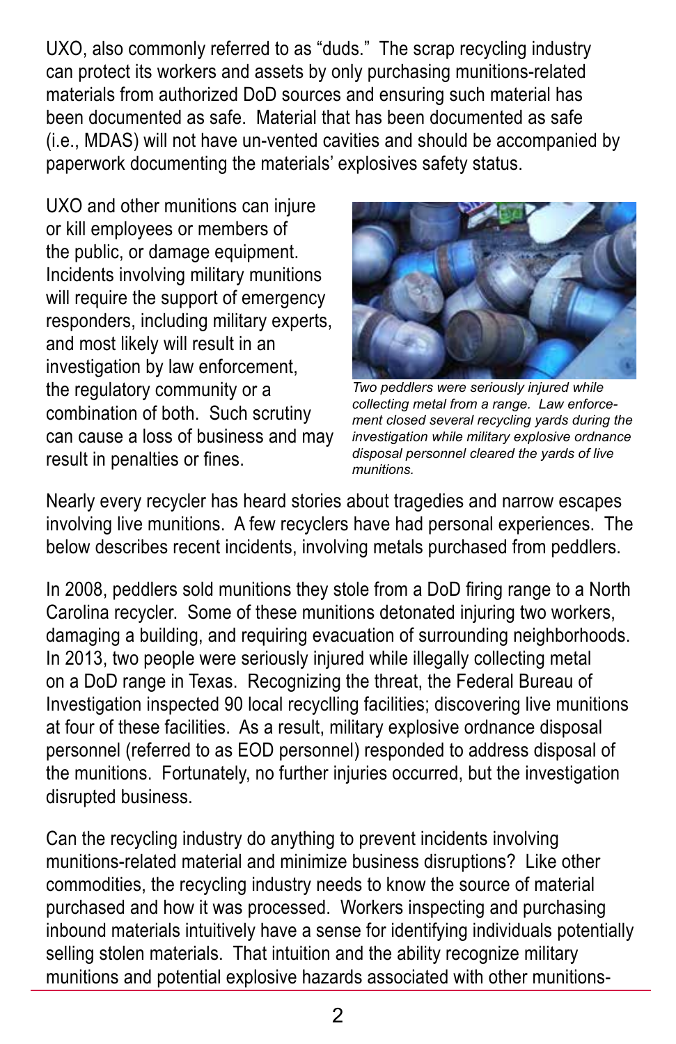UXO, also commonly referred to as "duds." The scrap recycling industry can protect its workers and assets by only purchasing munitions-related materials from authorized DoD sources and ensuring such material has been documented as safe. Material that has been documented as safe (i.e., MDAS) will not have un-vented cavities and should be accompanied by paperwork documenting the materials' explosives safety status.

UXO and other munitions can injure or kill employees or members of the public, or damage equipment. Incidents involving military munitions will require the support of emergency responders, including military experts, and most likely will result in an investigation by law enforcement, the regulatory community or a combination of both. Such scrutiny can cause a loss of business and may result in penalties or fines.

*Two peddlers were seriously injured while collecting metal from a range. Law enforcement closed several recycling yards during the investigation while military explosive ordnance disposal personnel cleared the yards of live munitions.*

Nearly every recycler has heard stories about tragedies and narrow escapes involving live munitions. A few recyclers have had personal experiences. The below describes recent incidents, involving metals purchased from peddlers.

In 2008, peddlers sold munitions they stole from a DoD firing range to a North Carolina recycler. Some of these munitions detonated injuring two workers, damaging a building, and requiring evacuation of surrounding neighborhoods. In 2013, two people were seriously injured while illegally collecting metal on a DoD range in Texas. Recognizing the threat, the Federal Bureau of Investigation inspected 90 local recyclling facilities; discovering live munitions at four of these facilities. As a result, military explosive ordnance disposal personnel (referred to as EOD personnel) responded to address disposal of the munitions. Fortunately, no further injuries occurred, but the investigation disrupted business.

Can the recycling industry do anything to prevent incidents involving munitions-related material and minimize business disruptions? Like other commodities, the recycling industry needs to know the source of material purchased and how it was processed. Workers inspecting and purchasing inbound materials intuitively have a sense for identifying individuals potentially selling stolen materials. That intuition and the ability recognize military munitions and potential explosive hazards associated with other munitions-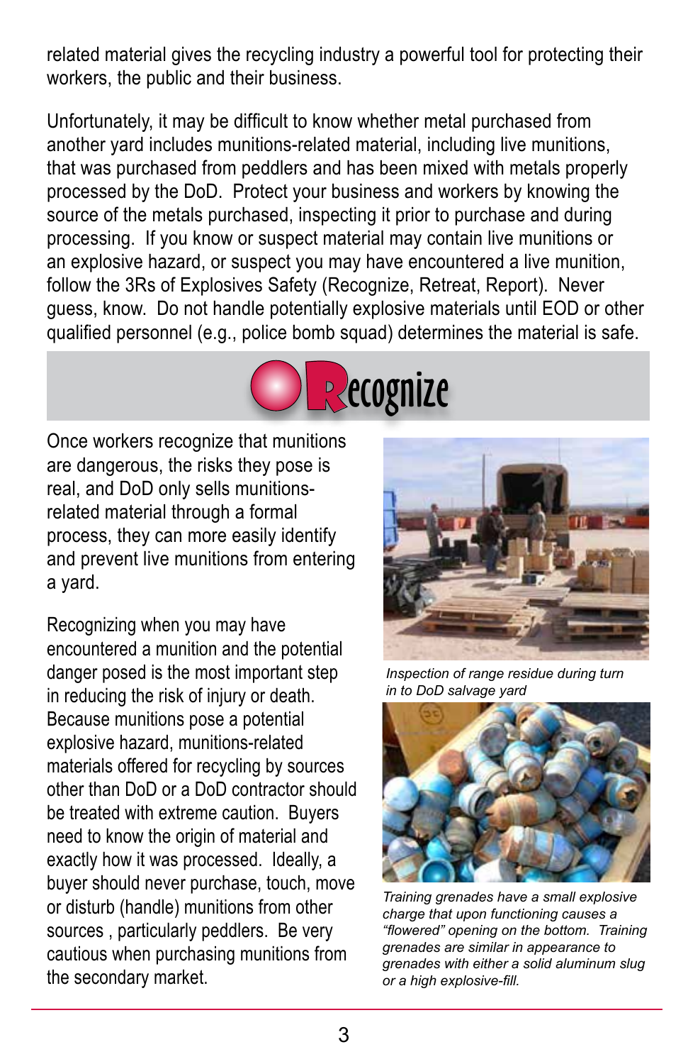related material gives the recycling industry a powerful tool for protecting their workers, the public and their business.

Unfortunately, it may be difficult to know whether metal purchased from another yard includes munitions-related material, including live munitions, that was purchased from peddlers and has been mixed with metals properly processed by the DoD. Protect your business and workers by knowing the source of the metals purchased, inspecting it prior to purchase and during processing. If you know or suspect material may contain live munitions or an explosive hazard, or suspect you may have encountered a live munition, follow the 3Rs of Explosives Safety (Recognize, Retreat, Report). Never guess, know. Do not handle potentially explosive materials until EOD or other qualified personnel (e.g., police bomb squad) determines the material is safe.

## Recognize

Once workers recognize that munitions are dangerous, the risks they pose is real, and DoD only sells munitions-related material through a formal process, they can more easily identify and prevent live munitions from entering a yard.

Recognizing when you may have encountered a munition and the potential danger posed is the most important step in reducing the risk of injury or death. Because munitions pose a potential explosive hazard, munitions-related materials offered for recycling by sources other than DoD or a DoD contractor should be treated with extreme caution. Buyers need to know the origin of material and exactly how it was processed. Ideally, a buyer should never purchase, touch, move or disturb (handle) munitions from other sources , particularly peddlers. Be very cautious when purchasing munitions from the secondary market.

*Inspection of range residue during turn in to DoD salvage yard*

*Training grenades have a small explosive charge that upon functioning causes a "flowered" opening on the bottom. Training grenades are similar in appearance to grenades with either a solid aluminum slug or a high explosive-fill.*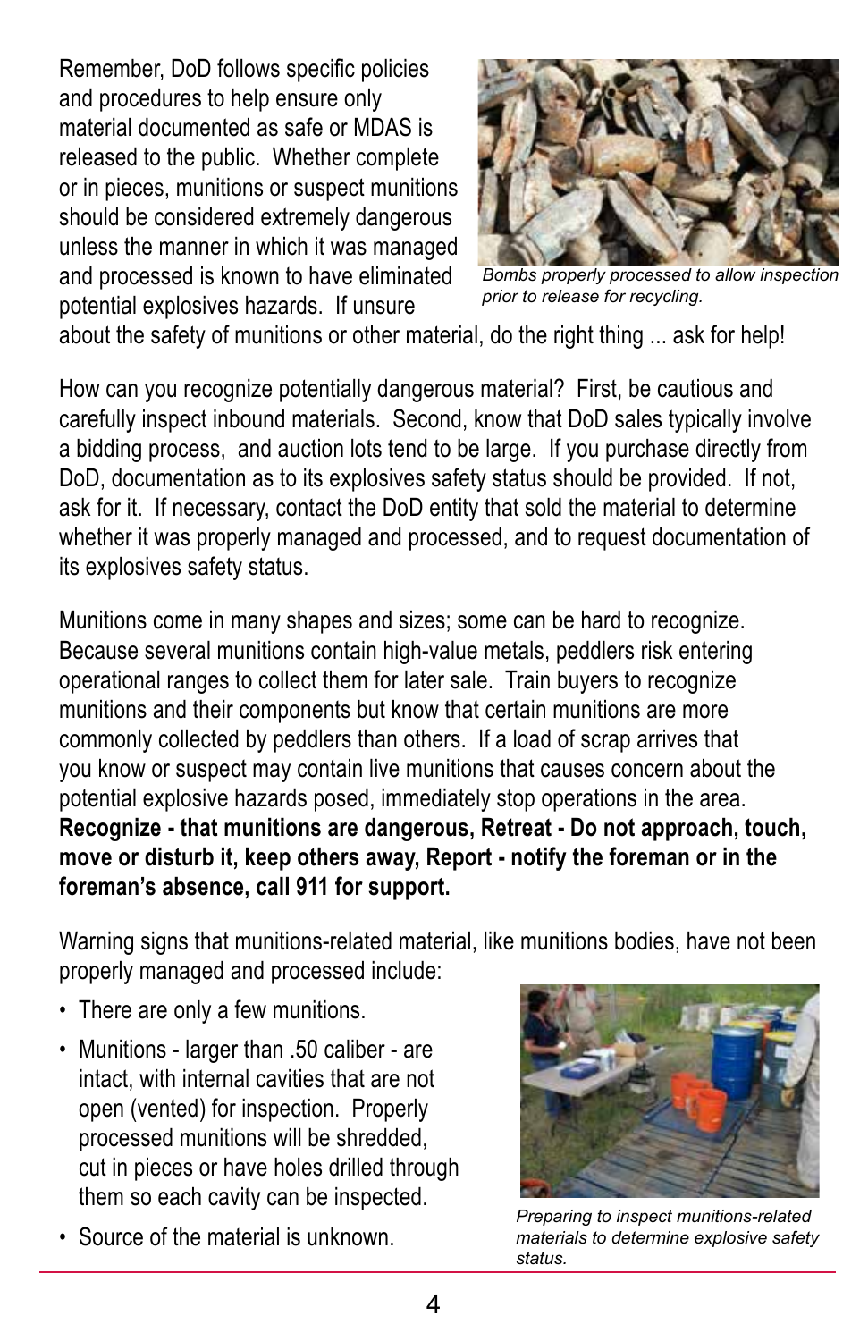Remember, DoD follows specific policies and procedures to help ensure only material documented as safe or MDAS is released to the public. Whether complete or in pieces, munitions or suspect munitions should be considered extremely dangerous unless the manner in which it was managed and processed is known to have eliminated potential explosives hazards. If unsure about the safety of munitions or other material, do the right thing ... ask for help!

*Bombs properly processed to allow inspection prior to release for recycling.*

How can you recognize potentially dangerous material? First, be cautious and carefully inspect inbound materials. Second, know that DoD sales typically involve a bidding process, and auction lots tend to be large. If you purchase directly from DoD, documentation as to its explosives safety status should be provided. If not, ask for it. If necessary, contact the DoD entity that sold the material to determine whether it was properly managed and processed, and to request documentation of its explosives safety status.

Munitions come in many shapes and sizes; some can be hard to recognize. Because several munitions contain high-value metals, peddlers risk entering operational ranges to collect them for later sale. Train buyers to recognize munitions and their components but know that certain munitions are more commonly collected by peddlers than others. If a load of scrap arrives that you know or suspect may contain live munitions that causes concern about the potential explosive hazards posed, immediately stop operations in the area. **Recognize - that munitions are dangerous, Retreat - Do not approach, touch, move or disturb it, keep others away, Report - notify the foreman or in the foreman's absence, call 911 for support.**

Warning signs that munitions-related material, like munitions bodies, have not been properly managed and processed include:

- There are only a few munitions.
- Munitions - larger than .50 caliber - are intact, with internal cavities that are not open (vented) for inspection. Properly processed munitions will be shredded, cut in pieces or have holes drilled through them so each cavity can be inspected.
- Source of the material is unknown.

*Preparing to inspect munitions-related materials to determine explosive safety status.*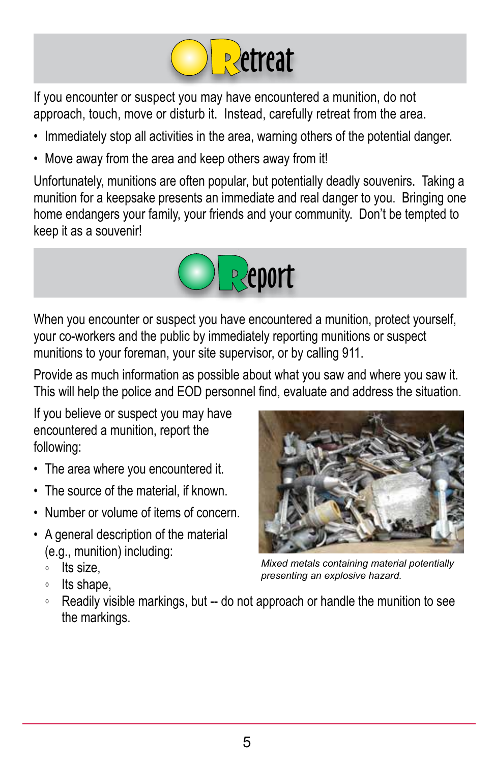## Retreat

If you encounter or suspect you may have encountered a munition, do not approach, touch, move or disturb it. Instead, carefully retreat from the area.

- Immediately stop all activities in the area, warning others of the potential danger.
- Move away from the area and keep others away from it!

Unfortunately, munitions are often popular, but potentially deadly souvenirs. Taking a munition for a keepsake presents an immediate and real danger to you. Bringing one home endangers your family, your friends and your community. Don't be tempted to keep it as a souvenir!

## Report

When you encounter or suspect you have encountered a munition, protect yourself, your co-workers and the public by immediately reporting munitions or suspect munitions to your foreman, your site supervisor, or by calling 911.

Provide as much information as possible about what you saw and where you saw it. This will help the police and EOD personnel find, evaluate and address the situation.

If you believe or suspect you may have encountered a munition, report the following:

- The area where you encountered it.
- The source of the material, if known.
- Number or volume of items of concern.
- A general description of the material (e.g., munition) including:
  - Its size,
  - Its shape,
  - Readily visible markings, but -- do not approach or handle the munition to see the markings.

*Mixed metals containing material potentially presenting an explosive hazard.*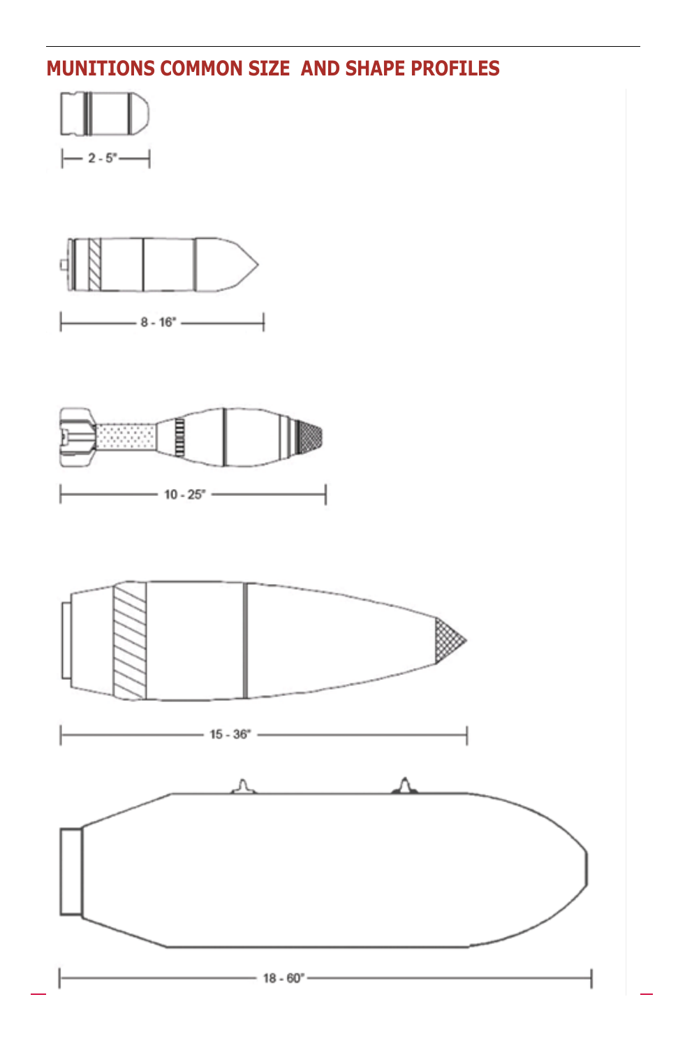## MUNITIONS COMMON SIZE AND SHAPE PROFILES

2 - 5"

8 - 16"

10 - 25"

15 - 36"

18 - 60"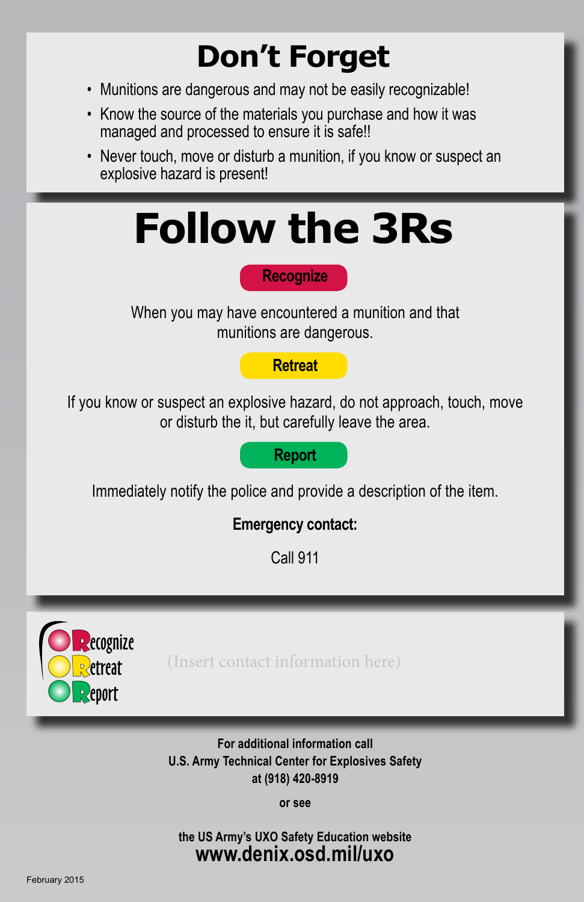# Don't Forget

- Munitions are dangerous and may not be easily recognizable!
- Know the source of the materials you purchase and how it was managed and processed to ensure it is safe!!
- Never touch, move or disturb a munition, if you know or suspect an explosive hazard is present!

# Follow the 3Rs

**Recognize**

When you may have encountered a munition and that munitions are dangerous.

**Retreat**

If you know or suspect an explosive hazard, do not approach, touch, move or disturb the it, but carefully leave the area.

**Report**

Immediately notify the police and provide a description of the item.

**Emergency contact:**

Call 911

Recognize
Retreat
Report

(Insert contact information here)

**For additional information call**
**U.S. Army Technical Center for Explosives Safety**
**at (918) 420-8919**

**or see**

**the US Army's UXO Safety Education website**
**www.denix.osd.mil/uxo**

February 2015